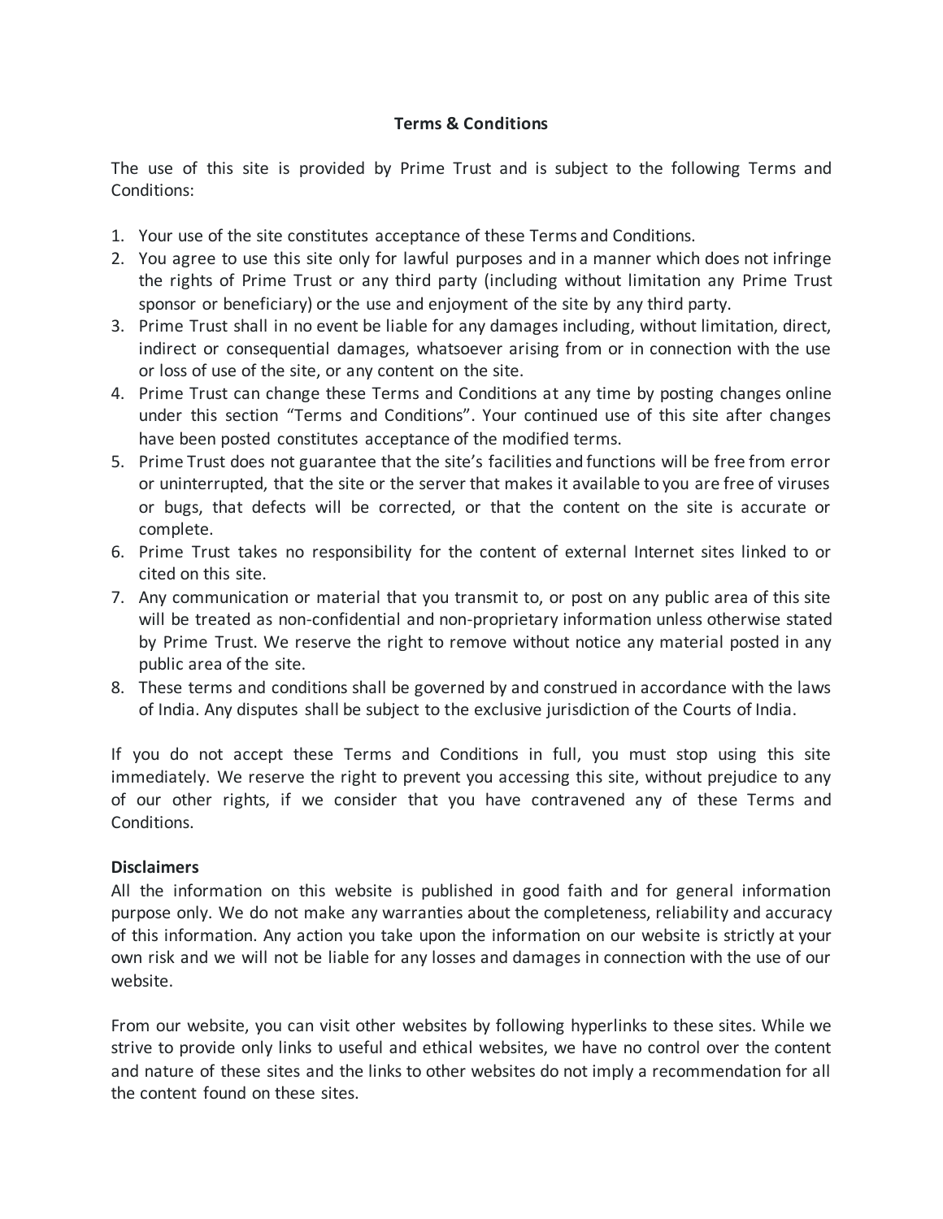# Terms & Conditions

The use of this site is provided by Prime Trust and is subject to the following Terms and Conditions:

1. Your use of the site constitutes acceptance of these Terms and Conditions.
2. You agree to use this site only for lawful purposes and in a manner which does not infringe the rights of Prime Trust or any third party (including without limitation any Prime Trust sponsor or beneficiary) or the use and enjoyment of the site by any third party.
3. Prime Trust shall in no event be liable for any damages including, without limitation, direct, indirect or consequential damages, whatsoever arising from or in connection with the use or loss of use of the site, or any content on the site.
4. Prime Trust can change these Terms and Conditions at any time by posting changes online under this section “Terms and Conditions”. Your continued use of this site after changes have been posted constitutes acceptance of the modified terms.
5. Prime Trust does not guarantee that the site’s facilities and functions will be free from error or uninterrupted, that the site or the server that makes it available to you are free of viruses or bugs, that defects will be corrected, or that the content on the site is accurate or complete.
6. Prime Trust takes no responsibility for the content of external Internet sites linked to or cited on this site.
7. Any communication or material that you transmit to, or post on any public area of this site will be treated as non-confidential and non-proprietary information unless otherwise stated by Prime Trust. We reserve the right to remove without notice any material posted in any public area of the site.
8. These terms and conditions shall be governed by and construed in accordance with the laws of India. Any disputes shall be subject to the exclusive jurisdiction of the Courts of India.

If you do not accept these Terms and Conditions in full, you must stop using this site immediately. We reserve the right to prevent you accessing this site, without prejudice to any of our other rights, if we consider that you have contravened any of these Terms and Conditions.

**Disclaimers**

All the information on this website is published in good faith and for general information purpose only. We do not make any warranties about the completeness, reliability and accuracy of this information. Any action you take upon the information on our website is strictly at your own risk and we will not be liable for any losses and damages in connection with the use of our website.

From our website, you can visit other websites by following hyperlinks to these sites. While we strive to provide only links to useful and ethical websites, we have no control over the content and nature of these sites and the links to other websites do not imply a recommendation for all the content found on these sites.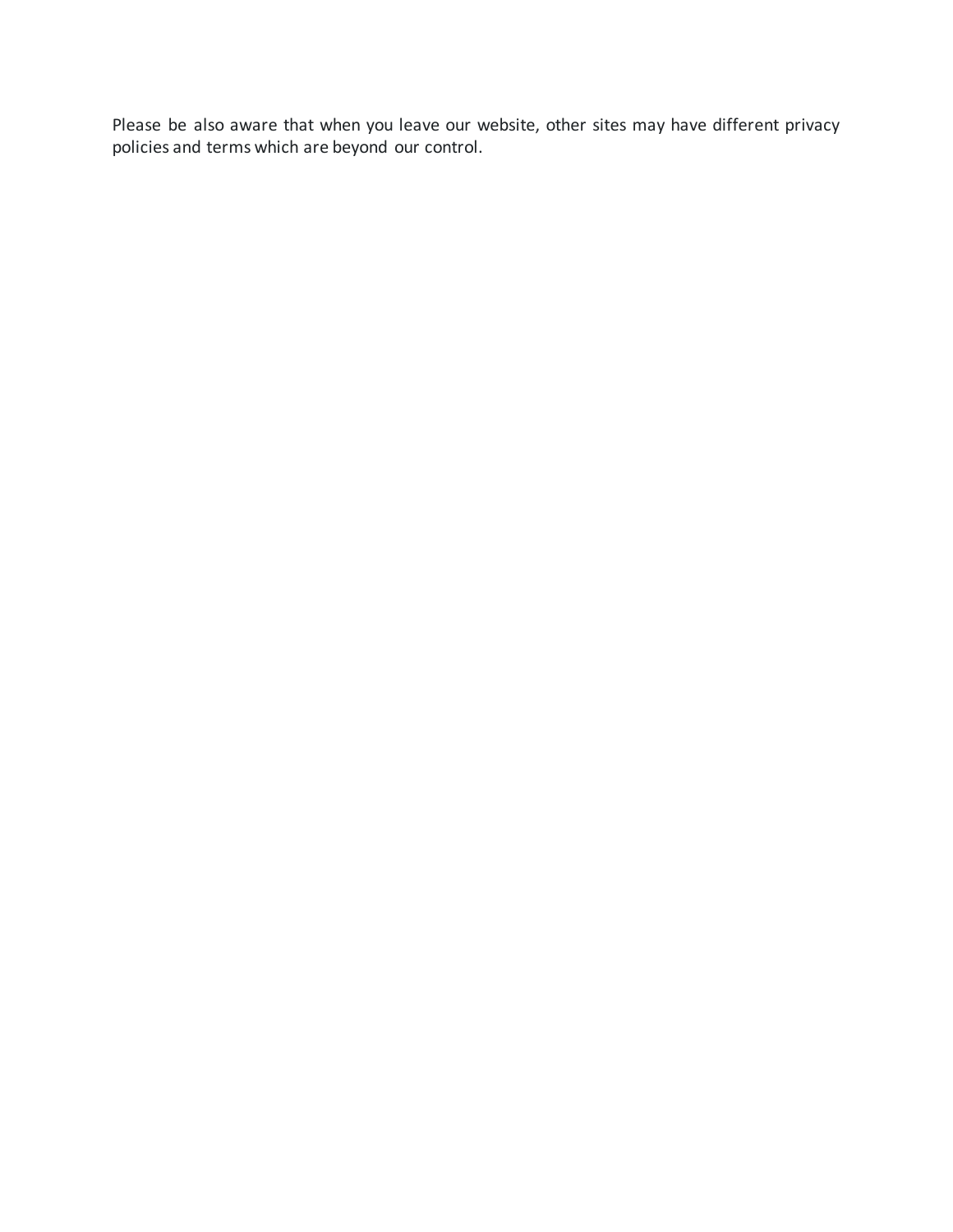Please be also aware that when you leave our website, other sites may have different privacy policies and terms which are beyond our control.